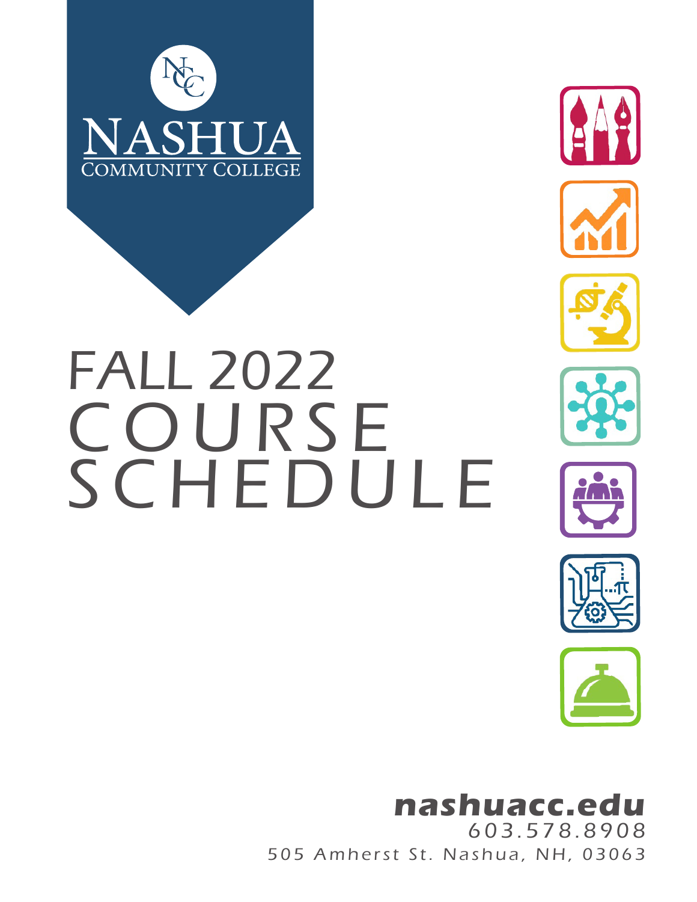NASHUA COMMUNITY COLLEGE

# FALL 2022 COURSE SCHEDULE

**nashuacc.edu**

603.578.8908

505 Amherst St. Nashua, NH, 03063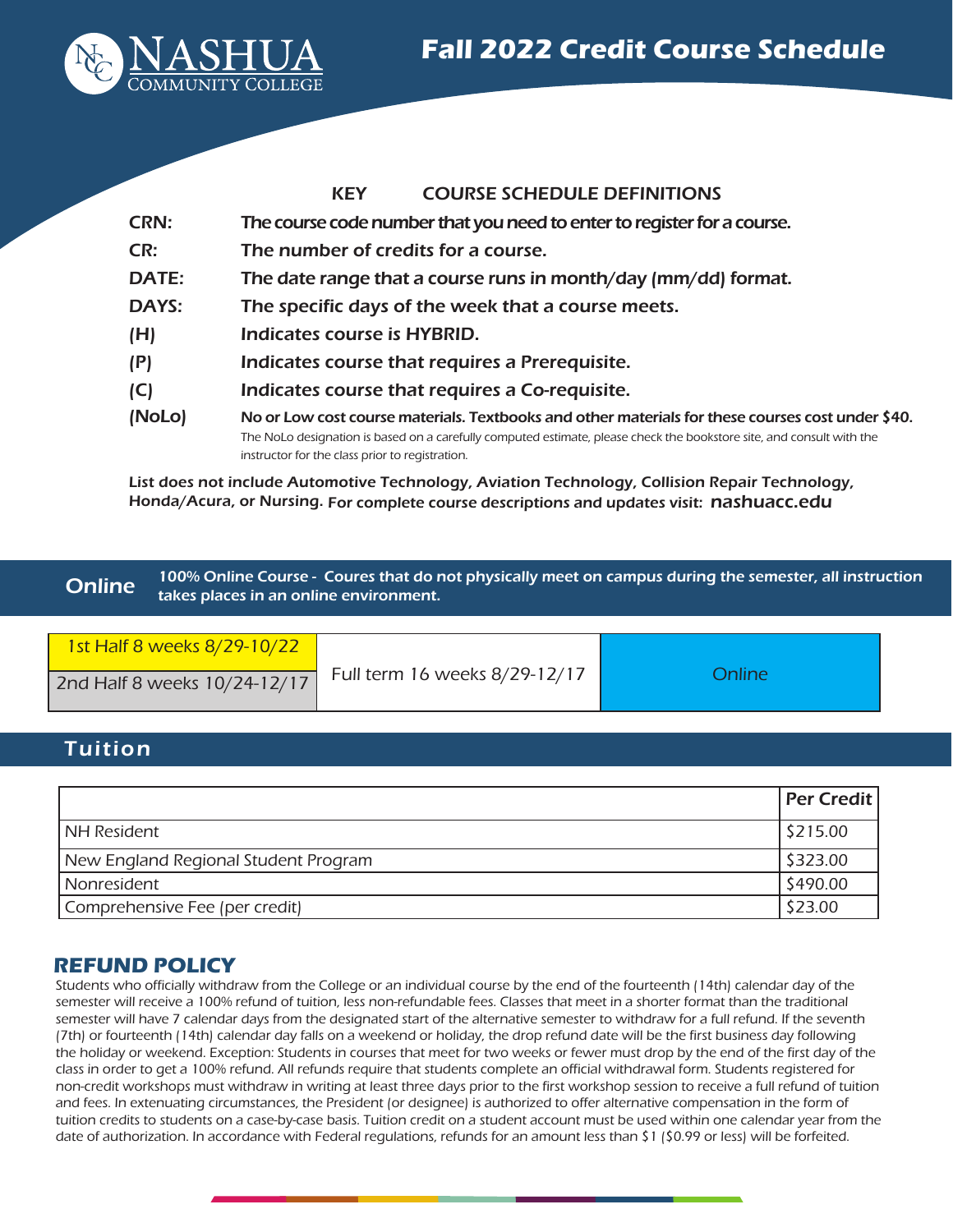# Nashua Community College

# Fall 2022 Credit Course Schedule

## KEY COURSE SCHEDULE DEFINITIONS

**CRN:** The course code number that you need to enter to register for a course.

**CR:** The number of credits for a course.

**DATE:** The date range that a course runs in month/day (mm/dd) format.

**DAYS:** The specific days of the week that a course meets.

**(H)** Indicates course is HYBRID.

**(P)** Indicates course that requires a Prerequisite.

**(C)** Indicates course that requires a Co-requisite.

**(NoLo)** No or Low cost course materials. Textbooks and other materials for these courses cost under $40. The NoLo designation is based on a carefully computed estimate, please check the bookstore site, and consult with the instructor for the class prior to registration.

List does not include Automotive Technology, Aviation Technology, Collision Repair Technology, Honda/Acura, or Nursing. For complete course descriptions and updates visit: nashuacc.edu

**Online** 100% Online Course - Coures that do not physically meet on campus during the semester, all instruction takes places in an online environment.

| 1st Half 8 weeks 8/29-10/22 | Full term 16 weeks 8/29-12/17 | Online |
|---|---|---|
| 2nd Half 8 weeks 10/24-12/17 | | |

## Tuition

| | Per Credit |
|---|---|
| NH Resident | $215.00 |
| New England Regional Student Program | $323.00 |
| Nonresident | $490.00 |
| Comprehensive Fee (per credit) | $23.00 |

## REFUND POLICY

Students who officially withdraw from the College or an individual course by the end of the fourteenth (14th) calendar day of the semester will receive a 100% refund of tuition, less non-refundable fees. Classes that meet in a shorter format than the traditional semester will have 7 calendar days from the designated start of the alternative semester to withdraw for a full refund. If the seventh (7th) or fourteenth (14th) calendar day falls on a weekend or holiday, the drop refund date will be the first business day following the holiday or weekend. Exception: Students in courses that meet for two weeks or fewer must drop by the end of the first day of the class in order to get a 100% refund. All refunds require that students complete an official withdrawal form. Students registered for non-credit workshops must withdraw in writing at least three days prior to the first workshop session to receive a full refund of tuition and fees. In extenuating circumstances, the President (or designee) is authorized to offer alternative compensation in the form of tuition credits to students on a case-by-case basis. Tuition credit on a student account must be used within one calendar year from the date of authorization. In accordance with Federal regulations, refunds for an amount less than $1 ($0.99 or less) will be forfeited.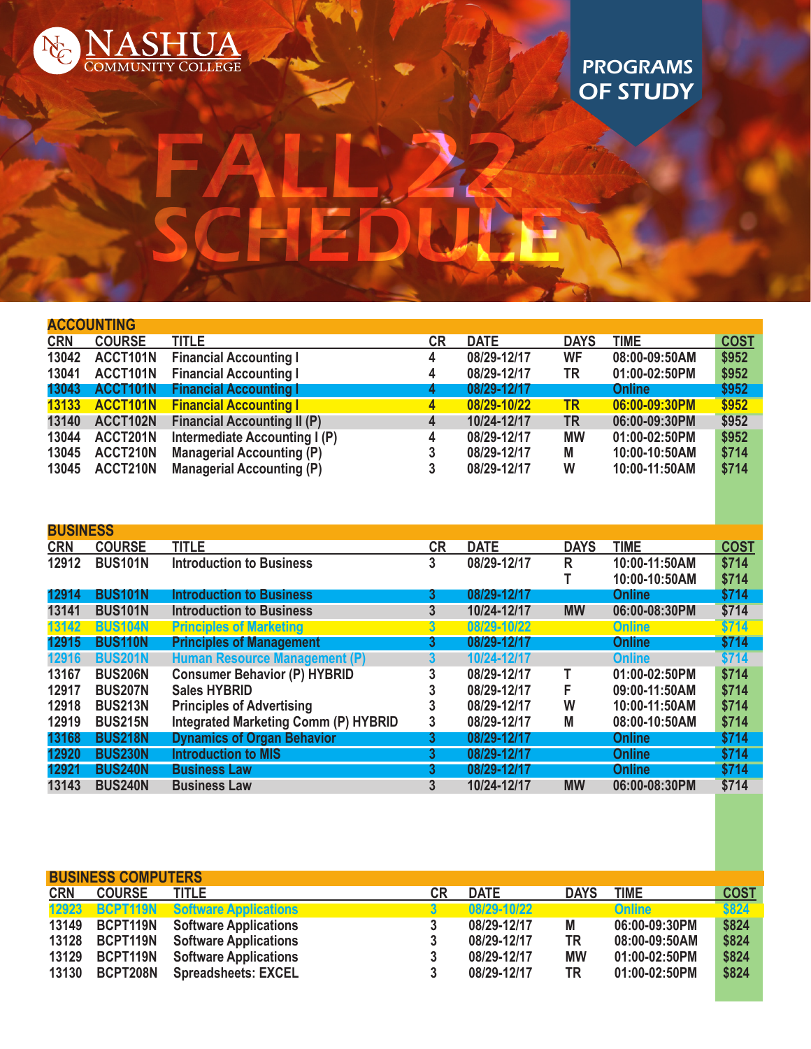# NASHUA COMMUNITY COLLEGE

## PROGRAMS OF STUDY

# FALL 22 SCHEDULE

## ACCOUNTING

| CRN | COURSE | TITLE | CR | DATE | DAYS | TIME | COST |
|---|---|---|---|---|---|---|---|
| 13042 | ACCT101N | Financial Accounting I | 4 | 08/29-12/17 | WF | 08:00-09:50AM | $952 |
| 13041 | ACCT101N | Financial Accounting I | 4 | 08/29-12/17 | TR | 01:00-02:50PM | $952 |
| 13043 | ACCT101N | Financial Accounting I | 4 | 08/29-12/17 | | Online | $952 |
| 13133 | ACCT101N | Financial Accounting I | 4 | 08/29-10/22 | TR | 06:00-09:30PM | $952 |
| 13140 | ACCT102N | Financial Accounting II (P) | 4 | 10/24-12/17 | TR | 06:00-09:30PM | $952 |
| 13044 | ACCT201N | Intermediate Accounting I (P) | 4 | 08/29-12/17 | MW | 01:00-02:50PM | $952 |
| 13045 | ACCT210N | Managerial Accounting (P) | 3 | 08/29-12/17 | M | 10:00-10:50AM | $714 |
| 13045 | ACCT210N | Managerial Accounting (P) | 3 | 08/29-12/17 | W | 10:00-11:50AM | $714 |

## BUSINESS

| CRN | COURSE | TITLE | CR | DATE | DAYS | TIME | COST |
|---|---|---|---|---|---|---|---|
| 12912 | BUS101N | Introduction to Business | 3 | 08/29-12/17 | R | 10:00-11:50AM | $714 |
| | | | | | T | 10:00-10:50AM | $714 |
| 12914 | BUS101N | Introduction to Business | 3 | 08/29-12/17 | | Online | $714 |
| 13141 | BUS101N | Introduction to Business | 3 | 10/24-12/17 | MW | 06:00-08:30PM | $714 |
| 13142 | BUS104N | Principles of Marketing | 3 | 08/29-10/22 | | Online | $714 |
| 12915 | BUS110N | Principles of Management | 3 | 08/29-12/17 | | Online | $714 |
| 12916 | BUS201N | Human Resource Management (P) | 3 | 10/24-12/17 | | Online | $714 |
| 13167 | BUS206N | Consumer Behavior (P) HYBRID | 3 | 08/29-12/17 | T | 01:00-02:50PM | $714 |
| 12917 | BUS207N | Sales HYBRID | 3 | 08/29-12/17 | F | 09:00-11:50AM | $714 |
| 12918 | BUS213N | Principles of Advertising | 3 | 08/29-12/17 | W | 10:00-11:50AM | $714 |
| 12919 | BUS215N | Integrated Marketing Comm (P) HYBRID | 3 | 08/29-12/17 | M | 08:00-10:50AM | $714 |
| 13168 | BUS218N | Dynamics of Organ Behavior | 3 | 08/29-12/17 | | Online | $714 |
| 12920 | BUS230N | Introduction to MIS | 3 | 08/29-12/17 | | Online | $714 |
| 12921 | BUS240N | Business Law | 3 | 08/29-12/17 | | Online | $714 |
| 13143 | BUS240N | Business Law | 3 | 10/24-12/17 | MW | 06:00-08:30PM | $714 |

## BUSINESS COMPUTERS

| CRN | COURSE | TITLE | CR | DATE | DAYS | TIME | COST |
|---|---|---|---|---|---|---|---|
| 12923 | BCPT119N | Software Applications | 3 | 08/29-10/22 | | Online | $824 |
| 13149 | BCPT119N | Software Applications | 3 | 08/29-12/17 | M | 06:00-09:30PM | $824 |
| 13128 | BCPT119N | Software Applications | 3 | 08/29-12/17 | TR | 08:00-09:50AM | $824 |
| 13129 | BCPT119N | Software Applications | 3 | 08/29-12/17 | MW | 01:00-02:50PM | $824 |
| 13130 | BCPT208N | Spreadsheets: EXCEL | 3 | 08/29-12/17 | TR | 01:00-02:50PM | $824 |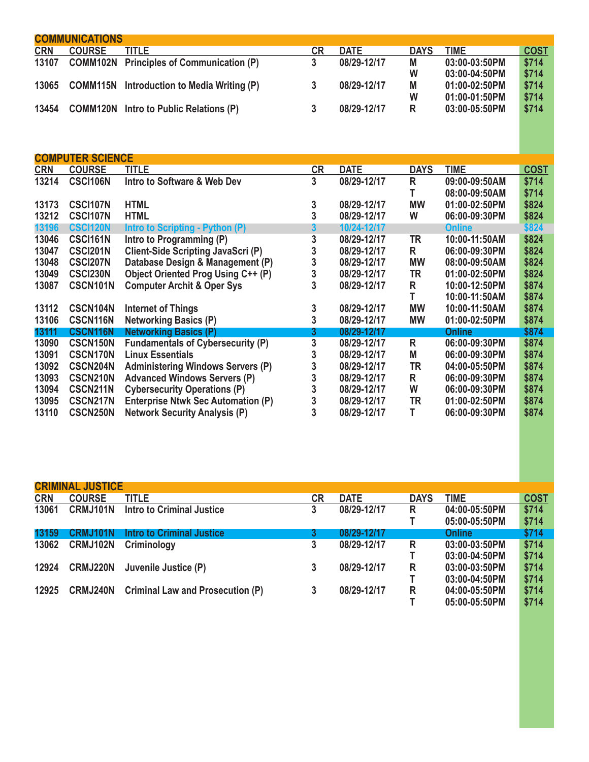## COMMUNICATIONS

| CRN | COURSE | TITLE | CR | DATE | DAYS | TIME | COST |
|---|---|---|---|---|---|---|---|
| 13107 | COMM102N | Principles of Communication (P) | 3 | 08/29-12/17 | M | 03:00-03:50PM | $714 |
| | | | | | W | 03:00-04:50PM | $714 |
| 13065 | COMM115N | Introduction to Media Writing (P) | 3 | 08/29-12/17 | M | 01:00-02:50PM | $714 |
| | | | | | W | 01:00-01:50PM | $714 |
| 13454 | COMM120N | Intro to Public Relations (P) | 3 | 08/29-12/17 | R | 03:00-05:50PM | $714 |

## COMPUTER SCIENCE

| CRN | COURSE | TITLE | CR | DATE | DAYS | TIME | COST |
|---|---|---|---|---|---|---|---|
| 13214 | CSCI106N | Intro to Software & Web Dev | 3 | 08/29-12/17 | R | 09:00-09:50AM | $714 |
| | | | | | T | 08:00-09:50AM | $714 |
| 13173 | CSCI107N | HTML | 3 | 08/29-12/17 | MW | 01:00-02:50PM | $824 |
| 13212 | CSCI107N | HTML | 3 | 08/29-12/17 | W | 06:00-09:30PM | $824 |
| 13196 | CSCI120N | Intro to Scripting - Python (P) | 3 | 10/24-12/17 | | Online | $824 |
| 13046 | CSCI161N | Intro to Programming (P) | 3 | 08/29-12/17 | TR | 10:00-11:50AM | $824 |
| 13047 | CSCI201N | Client-Side Scripting JavaScri (P) | 3 | 08/29-12/17 | R | 06:00-09:30PM | $824 |
| 13048 | CSCI207N | Database Design & Management (P) | 3 | 08/29-12/17 | MW | 08:00-09:50AM | $824 |
| 13049 | CSCI230N | Object Oriented Prog Using C++ (P) | 3 | 08/29-12/17 | TR | 01:00-02:50PM | $824 |
| 13087 | CSCN101N | Computer Archit & Oper Sys | 3 | 08/29-12/17 | R | 10:00-12:50PM | $874 |
| | | | | | T | 10:00-11:50AM | $874 |
| 13112 | CSCN104N | Internet of Things | 3 | 08/29-12/17 | MW | 10:00-11:50AM | $874 |
| 13106 | CSCN116N | Networking Basics (P) | 3 | 08/29-12/17 | MW | 01:00-02:50PM | $874 |
| 13111 | CSCN116N | Networking Basics (P) | 3 | 08/29-12/17 | | Online | $874 |
| 13090 | CSCN150N | Fundamentals of Cybersecurity (P) | 3 | 08/29-12/17 | R | 06:00-09:30PM | $874 |
| 13091 | CSCN170N | Linux Essentials | 3 | 08/29-12/17 | M | 06:00-09:30PM | $874 |
| 13092 | CSCN204N | Administering Windows Servers (P) | 3 | 08/29-12/17 | TR | 04:00-05:50PM | $874 |
| 13093 | CSCN210N | Advanced Windows Servers (P) | 3 | 08/29-12/17 | R | 06:00-09:30PM | $874 |
| 13094 | CSCN211N | Cybersecurity Operations (P) | 3 | 08/29-12/17 | W | 06:00-09:30PM | $874 |
| 13095 | CSCN217N | Enterprise Ntwk Sec Automation (P) | 3 | 08/29-12/17 | TR | 01:00-02:50PM | $874 |
| 13110 | CSCN250N | Network Security Analysis (P) | 3 | 08/29-12/17 | T | 06:00-09:30PM | $874 |

## CRIMINAL JUSTICE

| CRN | COURSE | TITLE | CR | DATE | DAYS | TIME | COST |
|---|---|---|---|---|---|---|---|
| 13061 | CRMJ101N | Intro to Criminal Justice | 3 | 08/29-12/17 | R | 04:00-05:50PM | $714 |
| | | | | | T | 05:00-05:50PM | $714 |
| 13159 | CRMJ101N | Intro to Criminal Justice | 3 | 08/29-12/17 | | Online | $714 |
| 13062 | CRMJ102N | Criminology | 3 | 08/29-12/17 | R | 03:00-03:50PM | $714 |
| | | | | | T | 03:00-04:50PM | $714 |
| 12924 | CRMJ220N | Juvenile Justice (P) | 3 | 08/29-12/17 | R | 03:00-03:50PM | $714 |
| | | | | | T | 03:00-04:50PM | $714 |
| 12925 | CRMJ240N | Criminal Law and Prosecution (P) | 3 | 08/29-12/17 | R | 04:00-05:50PM | $714 |
| | | | | | T | 05:00-05:50PM | $714 |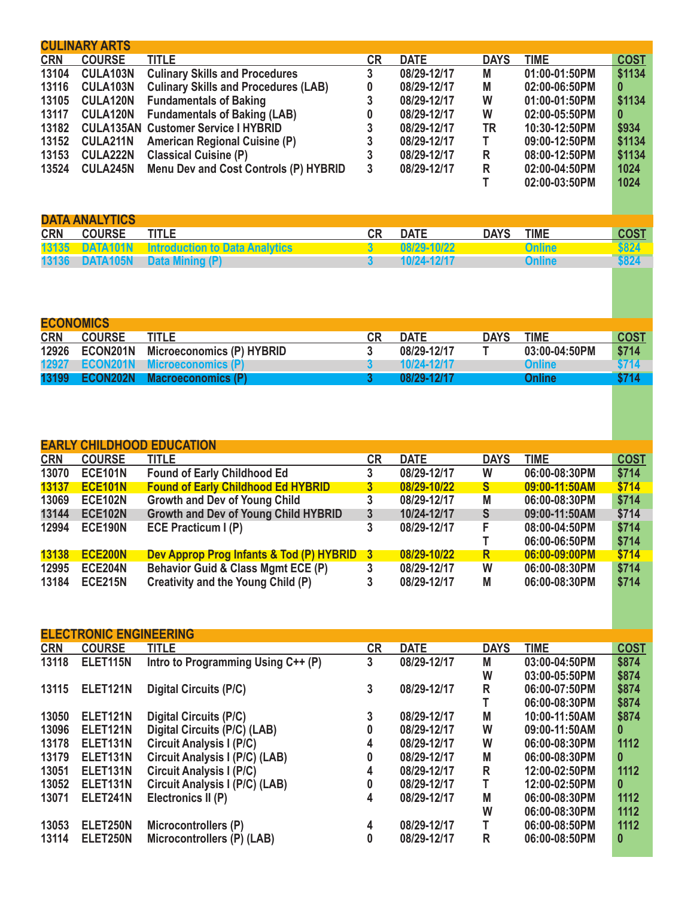## CULINARY ARTS

| CRN | COURSE | TITLE | CR | DATE | DAYS | TIME | COST |
|---|---|---|---|---|---|---|---|
| 13104 | CULA103N | Culinary Skills and Procedures | 3 | 08/29-12/17 | M | 01:00-01:50PM | $1134 |
| 13116 | CULA103N | Culinary Skills and Procedures (LAB) | 0 | 08/29-12/17 | M | 02:00-06:50PM | 0 |
| 13105 | CULA120N | Fundamentals of Baking | 3 | 08/29-12/17 | W | 01:00-01:50PM | $1134 |
| 13117 | CULA120N | Fundamentals of Baking (LAB) | 0 | 08/29-12/17 | W | 02:00-05:50PM | 0 |
| 13182 | CULA135AN | Customer Service I HYBRID | 3 | 08/29-12/17 | TR | 10:30-12:50PM | $934 |
| 13152 | CULA211N | American Regional Cuisine (P) | 3 | 08/29-12/17 | T | 09:00-12:50PM | $1134 |
| 13153 | CULA222N | Classical Cuisine (P) | 3 | 08/29-12/17 | R | 08:00-12:50PM | $1134 |
| 13524 | CULA245N | Menu Dev and Cost Controls (P) HYBRID | 3 | 08/29-12/17 | R | 02:00-04:50PM | 1024 |
| | | | | | T | 02:00-03:50PM | 1024 |

## DATA ANALYTICS

| CRN | COURSE | TITLE | CR | DATE | DAYS | TIME | COST |
|---|---|---|---|---|---|---|---|
| 13135 | DATA101N | Introduction to Data Analytics | 3 | 08/29-10/22 | | Online | $824 |
| 13136 | DATA105N | Data Mining (P) | 3 | 10/24-12/17 | | Online | $824 |

## ECONOMICS

| CRN | COURSE | TITLE | CR | DATE | DAYS | TIME | COST |
|---|---|---|---|---|---|---|---|
| 12926 | ECON201N | Microeconomics (P) HYBRID | 3 | 08/29-12/17 | T | 03:00-04:50PM | $714 |
| 12927 | ECON201N | Microeconomics (P) | 3 | 10/24-12/17 | | Online | $714 |
| 13199 | ECON202N | Macroeconomics (P) | 3 | 08/29-12/17 | | Online | $714 |

## EARLY CHILDHOOD EDUCATION

| CRN | COURSE | TITLE | CR | DATE | DAYS | TIME | COST |
|---|---|---|---|---|---|---|---|
| 13070 | ECE101N | Found of Early Childhood Ed | 3 | 08/29-12/17 | W | 06:00-08:30PM | $714 |
| 13137 | ECE101N | Found of Early Childhood Ed HYBRID | 3 | 08/29-10/22 | S | 09:00-11:50AM | $714 |
| 13069 | ECE102N | Growth and Dev of Young Child | 3 | 08/29-12/17 | M | 06:00-08:30PM | $714 |
| 13144 | ECE102N | Growth and Dev of Young Child HYBRID | 3 | 10/24-12/17 | S | 09:00-11:50AM | $714 |
| 12994 | ECE190N | ECE Practicum I (P) | 3 | 08/29-12/17 | F | 08:00-04:50PM | $714 |
| | | | | | T | 06:00-06:50PM | $714 |
| 13138 | ECE200N | Dev Approp Prog Infants & Tod (P) HYBRID | 3 | 08/29-10/22 | R | 06:00-09:00PM | $714 |
| 12995 | ECE204N | Behavior Guid & Class Mgmt ECE (P) | 3 | 08/29-12/17 | W | 06:00-08:30PM | $714 |
| 13184 | ECE215N | Creativity and the Young Child (P) | 3 | 08/29-12/17 | M | 06:00-08:30PM | $714 |

## ELECTRONIC ENGINEERING

| CRN | COURSE | TITLE | CR | DATE | DAYS | TIME | COST |
|---|---|---|---|---|---|---|---|
| 13118 | ELET115N | Intro to Programming Using C++ (P) | 3 | 08/29-12/17 | M | 03:00-04:50PM | $874 |
| | | | | | W | 03:00-05:50PM | $874 |
| 13115 | ELET121N | Digital Circuits (P/C) | 3 | 08/29-12/17 | R | 06:00-07:50PM | $874 |
| | | | | | T | 06:00-08:30PM | $874 |
| 13050 | ELET121N | Digital Circuits (P/C) | 3 | 08/29-12/17 | M | 10:00-11:50AM | $874 |
| 13096 | ELET121N | Digital Circuits (P/C) (LAB) | 0 | 08/29-12/17 | W | 09:00-11:50AM | 0 |
| 13178 | ELET131N | Circuit Analysis I (P/C) | 4 | 08/29-12/17 | W | 06:00-08:30PM | 1112 |
| 13179 | ELET131N | Circuit Analysis I (P/C) (LAB) | 0 | 08/29-12/17 | M | 06:00-08:30PM | 0 |
| 13051 | ELET131N | Circuit Analysis I (P/C) | 4 | 08/29-12/17 | R | 12:00-02:50PM | 1112 |
| 13052 | ELET131N | Circuit Analysis I (P/C) (LAB) | 0 | 08/29-12/17 | T | 12:00-02:50PM | 0 |
| 13071 | ELET241N | Electronics II (P) | 4 | 08/29-12/17 | M | 06:00-08:30PM | 1112 |
| | | | | | W | 06:00-08:30PM | 1112 |
| 13053 | ELET250N | Microcontrollers (P) | 4 | 08/29-12/17 | T | 06:00-08:50PM | 1112 |
| 13114 | ELET250N | Microcontrollers (P) (LAB) | 0 | 08/29-12/17 | R | 06:00-08:50PM | 0 |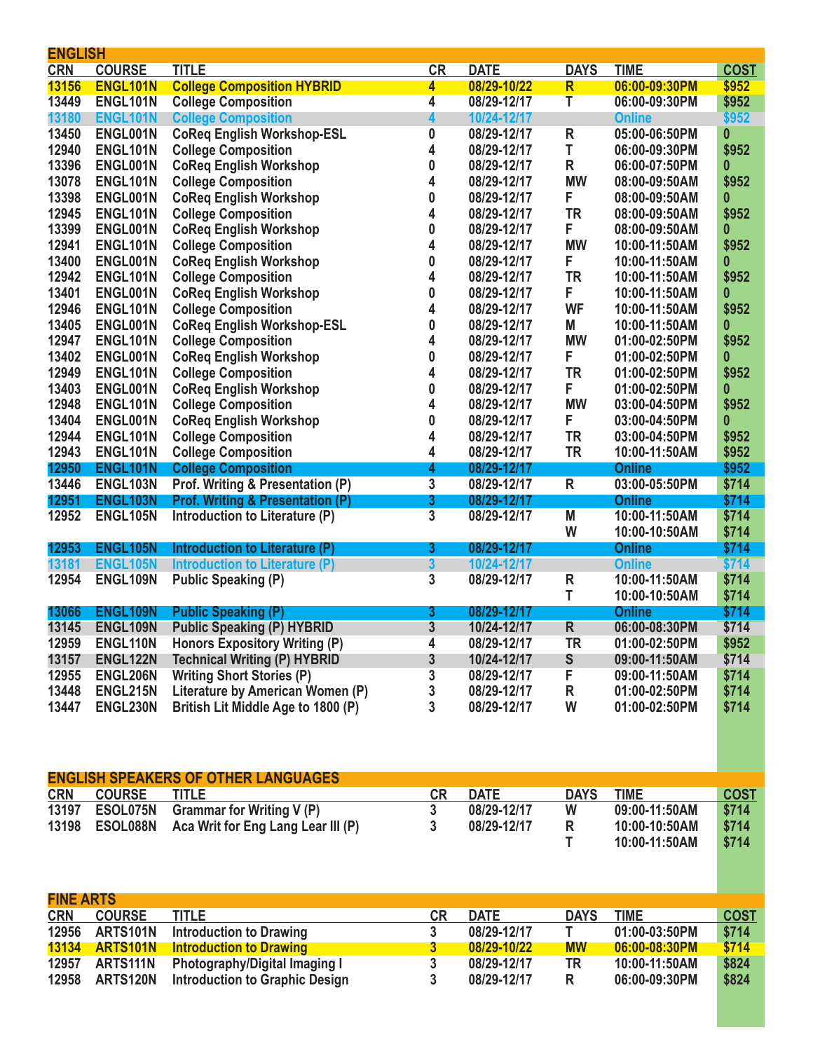## ENGLISH

| CRN | COURSE | TITLE | CR | DATE | DAYS | TIME | COST |
|---|---|---|---|---|---|---|---|
| 13156 | ENGL101N | College Composition HYBRID | 4 | 08/29-10/22 | R | 06:00-09:30PM | $952 |
| 13449 | ENGL101N | College Composition | 4 | 08/29-12/17 | T | 06:00-09:30PM | $952 |
| 13180 | ENGL101N | College Composition | 4 | 10/24-12/17 | | Online | $952 |
| 13450 | ENGL001N | CoReq English Workshop-ESL | 0 | 08/29-12/17 | R | 05:00-06:50PM | 0 |
| 12940 | ENGL101N | College Composition | 4 | 08/29-12/17 | T | 06:00-09:30PM | $952 |
| 13396 | ENGL001N | CoReq English Workshop | 0 | 08/29-12/17 | R | 06:00-07:50PM | 0 |
| 13078 | ENGL101N | College Composition | 4 | 08/29-12/17 | MW | 08:00-09:50AM | $952 |
| 13398 | ENGL001N | CoReq English Workshop | 0 | 08/29-12/17 | F | 08:00-09:50AM | 0 |
| 12945 | ENGL101N | College Composition | 4 | 08/29-12/17 | TR | 08:00-09:50AM | $952 |
| 13399 | ENGL001N | CoReq English Workshop | 0 | 08/29-12/17 | F | 08:00-09:50AM | 0 |
| 12941 | ENGL101N | College Composition | 4 | 08/29-12/17 | MW | 10:00-11:50AM | $952 |
| 13400 | ENGL001N | CoReq English Workshop | 0 | 08/29-12/17 | F | 10:00-11:50AM | 0 |
| 12942 | ENGL101N | College Composition | 4 | 08/29-12/17 | TR | 10:00-11:50AM | $952 |
| 13401 | ENGL001N | CoReq English Workshop | 0 | 08/29-12/17 | F | 10:00-11:50AM | 0 |
| 12946 | ENGL101N | College Composition | 4 | 08/29-12/17 | WF | 10:00-11:50AM | $952 |
| 13405 | ENGL001N | CoReq English Workshop-ESL | 0 | 08/29-12/17 | M | 10:00-11:50AM | 0 |
| 12947 | ENGL101N | College Composition | 4 | 08/29-12/17 | MW | 01:00-02:50PM | $952 |
| 13402 | ENGL001N | CoReq English Workshop | 0 | 08/29-12/17 | F | 01:00-02:50PM | 0 |
| 12949 | ENGL101N | College Composition | 4 | 08/29-12/17 | TR | 01:00-02:50PM | $952 |
| 13403 | ENGL001N | CoReq English Workshop | 0 | 08/29-12/17 | F | 01:00-02:50PM | 0 |
| 12948 | ENGL101N | College Composition | 4 | 08/29-12/17 | MW | 03:00-04:50PM | $952 |
| 13404 | ENGL001N | CoReq English Workshop | 0 | 08/29-12/17 | F | 03:00-04:50PM | 0 |
| 12944 | ENGL101N | College Composition | 4 | 08/29-12/17 | TR | 03:00-04:50PM | $952 |
| 12943 | ENGL101N | College Composition | 4 | 08/29-12/17 | TR | 10:00-11:50AM | $952 |
| 12950 | ENGL101N | College Composition | 4 | 08/29-12/17 | | Online | $952 |
| 13446 | ENGL103N | Prof. Writing & Presentation (P) | 3 | 08/29-12/17 | R | 03:00-05:50PM | $714 |
| 12951 | ENGL103N | Prof. Writing & Presentation (P) | 3 | 08/29-12/17 | | Online | $714 |
| 12952 | ENGL105N | Introduction to Literature (P) | 3 | 08/29-12/17 | M | 10:00-11:50AM | $714 |
| | | | | | W | 10:00-10:50AM | $714 |
| 12953 | ENGL105N | Introduction to Literature (P) | 3 | 08/29-12/17 | | Online | $714 |
| 13181 | ENGL105N | Introduction to Literature (P) | 3 | 10/24-12/17 | | Online | $714 |
| 12954 | ENGL109N | Public Speaking (P) | 3 | 08/29-12/17 | R | 10:00-11:50AM | $714 |
| | | | | | T | 10:00-10:50AM | $714 |
| 13066 | ENGL109N | Public Speaking (P) | 3 | 08/29-12/17 | | Online | $714 |
| 13145 | ENGL109N | Public Speaking (P) HYBRID | 3 | 10/24-12/17 | R | 06:00-08:30PM | $714 |
| 12959 | ENGL110N | Honors Expository Writing (P) | 4 | 08/29-12/17 | TR | 01:00-02:50PM | $952 |
| 13157 | ENGL122N | Technical Writing (P) HYBRID | 3 | 10/24-12/17 | S | 09:00-11:50AM | $714 |
| 12955 | ENGL206N | Writing Short Stories (P) | 3 | 08/29-12/17 | F | 09:00-11:50AM | $714 |
| 13448 | ENGL215N | Literature by American Women (P) | 3 | 08/29-12/17 | R | 01:00-02:50PM | $714 |
| 13447 | ENGL230N | British Lit Middle Age to 1800 (P) | 3 | 08/29-12/17 | W | 01:00-02:50PM | $714 |

## ENGLISH SPEAKERS OF OTHER LANGUAGES

| CRN | COURSE | TITLE | CR | DATE | DAYS | TIME | COST |
|---|---|---|---|---|---|---|---|
| 13197 | ESOL075N | Grammar for Writing V (P) | 3 | 08/29-12/17 | W | 09:00-11:50AM | $714 |
| 13198 | ESOL088N | Aca Writ for Eng Lang Lear III (P) | 3 | 08/29-12/17 | R | 10:00-10:50AM | $714 |
| | | | | | T | 10:00-11:50AM | $714 |

## FINE ARTS

| CRN | COURSE | TITLE | CR | DATE | DAYS | TIME | COST |
|---|---|---|---|---|---|---|---|
| 12956 | ARTS101N | Introduction to Drawing | 3 | 08/29-12/17 | T | 01:00-03:50PM | $714 |
| 13134 | ARTS101N | Introduction to Drawing | 3 | 08/29-10/22 | MW | 06:00-08:30PM | $714 |
| 12957 | ARTS111N | Photography/Digital Imaging I | 3 | 08/29-12/17 | TR | 10:00-11:50AM | $824 |
| 12958 | ARTS120N | Introduction to Graphic Design | 3 | 08/29-12/17 | R | 06:00-09:30PM | $824 |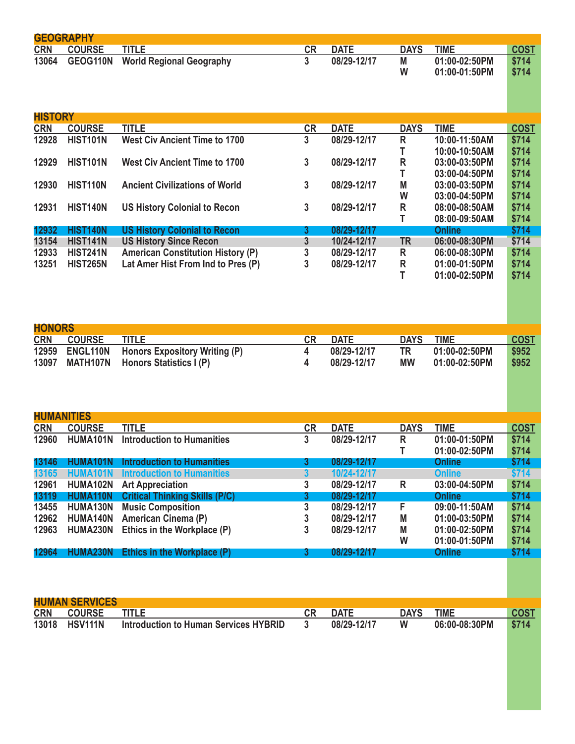## GEOGRAPHY

| CRN | COURSE | TITLE | CR | DATE | DAYS | TIME | COST |
|---|---|---|---|---|---|---|---|
| 13064 | GEOG110N | World Regional Geography | 3 | 08/29-12/17 | M | 01:00-02:50PM | $714 |
| | | | | | W | 01:00-01:50PM | $714 |

## HISTORY

| CRN | COURSE | TITLE | CR | DATE | DAYS | TIME | COST |
|---|---|---|---|---|---|---|---|
| 12928 | HIST101N | West Civ Ancient Time to 1700 | 3 | 08/29-12/17 | R | 10:00-11:50AM | $714 |
| | | | | | T | 10:00-10:50AM | $714 |
| 12929 | HIST101N | West Civ Ancient Time to 1700 | 3 | 08/29-12/17 | R | 03:00-03:50PM | $714 |
| | | | | | T | 03:00-04:50PM | $714 |
| 12930 | HIST110N | Ancient Civilizations of World | 3 | 08/29-12/17 | M | 03:00-03:50PM | $714 |
| | | | | | W | 03:00-04:50PM | $714 |
| 12931 | HIST140N | US History Colonial to Recon | 3 | 08/29-12/17 | R | 08:00-08:50AM | $714 |
| | | | | | T | 08:00-09:50AM | $714 |
| 12932 | HIST140N | US History Colonial to Recon | 3 | 08/29-12/17 | | Online | $714 |
| 13154 | HIST141N | US History Since Recon | 3 | 10/24-12/17 | TR | 06:00-08:30PM | $714 |
| 12933 | HIST241N | American Constitution History (P) | 3 | 08/29-12/17 | R | 06:00-08:30PM | $714 |
| 13251 | HIST265N | Lat Amer Hist From Ind to Pres (P) | 3 | 08/29-12/17 | R | 01:00-01:50PM | $714 |
| | | | | | T | 01:00-02:50PM | $714 |

## HONORS

| CRN | COURSE | TITLE | CR | DATE | DAYS | TIME | COST |
|---|---|---|---|---|---|---|---|
| 12959 | ENGL110N | Honors Expository Writing (P) | 4 | 08/29-12/17 | TR | 01:00-02:50PM | $952 |
| 13097 | MATH107N | Honors Statistics I (P) | 4 | 08/29-12/17 | MW | 01:00-02:50PM | $952 |

## HUMANITIES

| CRN | COURSE | TITLE | CR | DATE | DAYS | TIME | COST |
|---|---|---|---|---|---|---|---|
| 12960 | HUMA101N | Introduction to Humanities | 3 | 08/29-12/17 | R | 01:00-01:50PM | $714 |
| | | | | | T | 01:00-02:50PM | $714 |
| 13146 | HUMA101N | Introduction to Humanities | 3 | 08/29-12/17 | | Online | $714 |
| 13165 | HUMA101N | Introduction to Humanities | 3 | 10/24-12/17 | | Online | $714 |
| 12961 | HUMA102N | Art Appreciation | 3 | 08/29-12/17 | R | 03:00-04:50PM | $714 |
| 13119 | HUMA110N | Critical Thinking Skills (P/C) | 3 | 08/29-12/17 | | Online | $714 |
| 13455 | HUMA130N | Music Composition | 3 | 08/29-12/17 | F | 09:00-11:50AM | $714 |
| 12962 | HUMA140N | American Cinema (P) | 3 | 08/29-12/17 | M | 01:00-03:50PM | $714 |
| 12963 | HUMA230N | Ethics in the Workplace (P) | 3 | 08/29-12/17 | M | 01:00-02:50PM | $714 |
| | | | | | W | 01:00-01:50PM | $714 |
| 12964 | HUMA230N | Ethics in the Workplace (P) | 3 | 08/29-12/17 | | Online | $714 |

## HUMAN SERVICES

| CRN | COURSE | TITLE | CR | DATE | DAYS | TIME | COST |
|---|---|---|---|---|---|---|---|
| 13018 | HSV111N | Introduction to Human Services HYBRID | 3 | 08/29-12/17 | W | 06:00-08:30PM | $714 |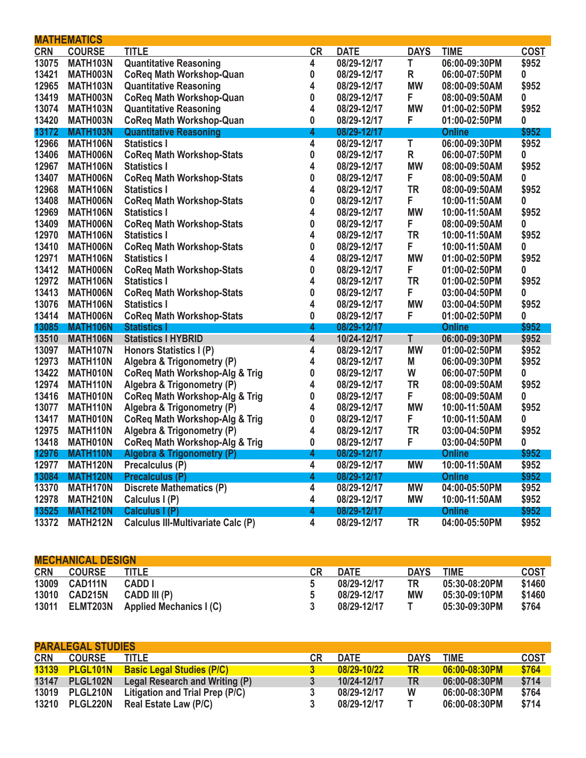## MATHEMATICS

| CRN | COURSE | TITLE | CR | DATE | DAYS | TIME | COST |
|---|---|---|---|---|---|---|---|
| 13075 | MATH103N | Quantitative Reasoning | 4 | 08/29-12/17 | T | 06:00-09:30PM | $952 |
| 13421 | MATH003N | CoReq Math Workshop-Quan | 0 | 08/29-12/17 | R | 06:00-07:50PM | 0 |
| 12965 | MATH103N | Quantitative Reasoning | 4 | 08/29-12/17 | MW | 08:00-09:50AM | $952 |
| 13419 | MATH003N | CoReq Math Workshop-Quan | 0 | 08/29-12/17 | F | 08:00-09:50AM | 0 |
| 13074 | MATH103N | Quantitative Reasoning | 4 | 08/29-12/17 | MW | 01:00-02:50PM | $952 |
| 13420 | MATH003N | CoReq Math Workshop-Quan | 0 | 08/29-12/17 | F | 01:00-02:50PM | 0 |
| 13172 | MATH103N | Quantitative Reasoning | 4 | 08/29-12/17 | | Online | $952 |
| 12966 | MATH106N | Statistics I | 4 | 08/29-12/17 | T | 06:00-09:30PM | $952 |
| 13406 | MATH006N | CoReq Math Workshop-Stats | 0 | 08/29-12/17 | R | 06:00-07:50PM | 0 |
| 12967 | MATH106N | Statistics I | 4 | 08/29-12/17 | MW | 08:00-09:50AM | $952 |
| 13407 | MATH006N | CoReq Math Workshop-Stats | 0 | 08/29-12/17 | F | 08:00-09:50AM | 0 |
| 12968 | MATH106N | Statistics I | 4 | 08/29-12/17 | TR | 08:00-09:50AM | $952 |
| 13408 | MATH006N | CoReq Math Workshop-Stats | 0 | 08/29-12/17 | F | 10:00-11:50AM | 0 |
| 12969 | MATH106N | Statistics I | 4 | 08/29-12/17 | MW | 10:00-11:50AM | $952 |
| 13409 | MATH006N | CoReq Math Workshop-Stats | 0 | 08/29-12/17 | F | 08:00-09:50AM | 0 |
| 12970 | MATH106N | Statistics I | 4 | 08/29-12/17 | TR | 10:00-11:50AM | $952 |
| 13410 | MATH006N | CoReq Math Workshop-Stats | 0 | 08/29-12/17 | F | 10:00-11:50AM | 0 |
| 12971 | MATH106N | Statistics I | 4 | 08/29-12/17 | MW | 01:00-02:50PM | $952 |
| 13412 | MATH006N | CoReq Math Workshop-Stats | 0 | 08/29-12/17 | F | 01:00-02:50PM | 0 |
| 12972 | MATH106N | Statistics I | 4 | 08/29-12/17 | TR | 01:00-02:50PM | $952 |
| 13413 | MATH006N | CoReq Math Workshop-Stats | 0 | 08/29-12/17 | F | 03:00-04:50PM | 0 |
| 13076 | MATH106N | Statistics I | 4 | 08/29-12/17 | MW | 03:00-04:50PM | $952 |
| 13414 | MATH006N | CoReq Math Workshop-Stats | 0 | 08/29-12/17 | F | 01:00-02:50PM | 0 |
| 13085 | MATH106N | Statistics I | 4 | 08/29-12/17 | | Online | $952 |
| 13510 | MATH106N | Statistics I HYBRID | 4 | 10/24-12/17 | T | 06:00-09:30PM | $952 |
| 13097 | MATH107N | Honors Statistics I (P) | 4 | 08/29-12/17 | MW | 01:00-02:50PM | $952 |
| 12973 | MATH110N | Algebra & Trigonometry (P) | 4 | 08/29-12/17 | M | 06:00-09:30PM | $952 |
| 13422 | MATH010N | CoReq Math Workshop-Alg & Trig | 0 | 08/29-12/17 | W | 06:00-07:50PM | 0 |
| 12974 | MATH110N | Algebra & Trigonometry (P) | 4 | 08/29-12/17 | TR | 08:00-09:50AM | $952 |
| 13416 | MATH010N | CoReq Math Workshop-Alg & Trig | 0 | 08/29-12/17 | F | 08:00-09:50AM | 0 |
| 13077 | MATH110N | Algebra & Trigonometry (P) | 4 | 08/29-12/17 | MW | 10:00-11:50AM | $952 |
| 13417 | MATH010N | CoReq Math Workshop-Alg & Trig | 0 | 08/29-12/17 | F | 10:00-11:50AM | 0 |
| 12975 | MATH110N | Algebra & Trigonometry (P) | 4 | 08/29-12/17 | TR | 03:00-04:50PM | $952 |
| 13418 | MATH010N | CoReq Math Workshop-Alg & Trig | 0 | 08/29-12/17 | F | 03:00-04:50PM | 0 |
| 12976 | MATH110N | Algebra & Trigonometry (P) | 4 | 08/29-12/17 | | Online | $952 |
| 12977 | MATH120N | Precalculus (P) | 4 | 08/29-12/17 | MW | 10:00-11:50AM | $952 |
| 13084 | MATH120N | Precalculus (P) | 4 | 08/29-12/17 | | Online | $952 |
| 13370 | MATH170N | Discrete Mathematics (P) | 4 | 08/29-12/17 | MW | 04:00-05:50PM | $952 |
| 12978 | MATH210N | Calculus I (P) | 4 | 08/29-12/17 | MW | 10:00-11:50AM | $952 |
| 13525 | MATH210N | Calculus I (P) | 4 | 08/29-12/17 | | Online | $952 |
| 13372 | MATH212N | Calculus III-Multivariate Calc (P) | 4 | 08/29-12/17 | TR | 04:00-05:50PM | $952 |

## MECHANICAL DESIGN

| CRN | COURSE | TITLE | CR | DATE | DAYS | TIME | COST |
|---|---|---|---|---|---|---|---|
| 13009 | CAD111N | CADD I | 5 | 08/29-12/17 | TR | 05:30-08:20PM | $1460 |
| 13010 | CAD215N | CADD III (P) | 5 | 08/29-12/17 | MW | 05:30-09:10PM | $1460 |
| 13011 | ELMT203N | Applied Mechanics I (C) | 3 | 08/29-12/17 | T | 05:30-09:30PM | $764 |

## PARALEGAL STUDIES

| CRN | COURSE | TITLE | CR | DATE | DAYS | TIME | COST |
|---|---|---|---|---|---|---|---|
| 13139 | PLGL101N | Basic Legal Studies (P/C) | 3 | 08/29-10/22 | TR | 06:00-08:30PM | $764 |
| 13147 | PLGL102N | Legal Research and Writing (P) | 3 | 10/24-12/17 | TR | 06:00-08:30PM | $714 |
| 13019 | PLGL210N | Litigation and Trial Prep (P/C) | 3 | 08/29-12/17 | W | 06:00-08:30PM | $764 |
| 13210 | PLGL220N | Real Estate Law (P/C) | 3 | 08/29-12/17 | T | 06:00-08:30PM | $714 |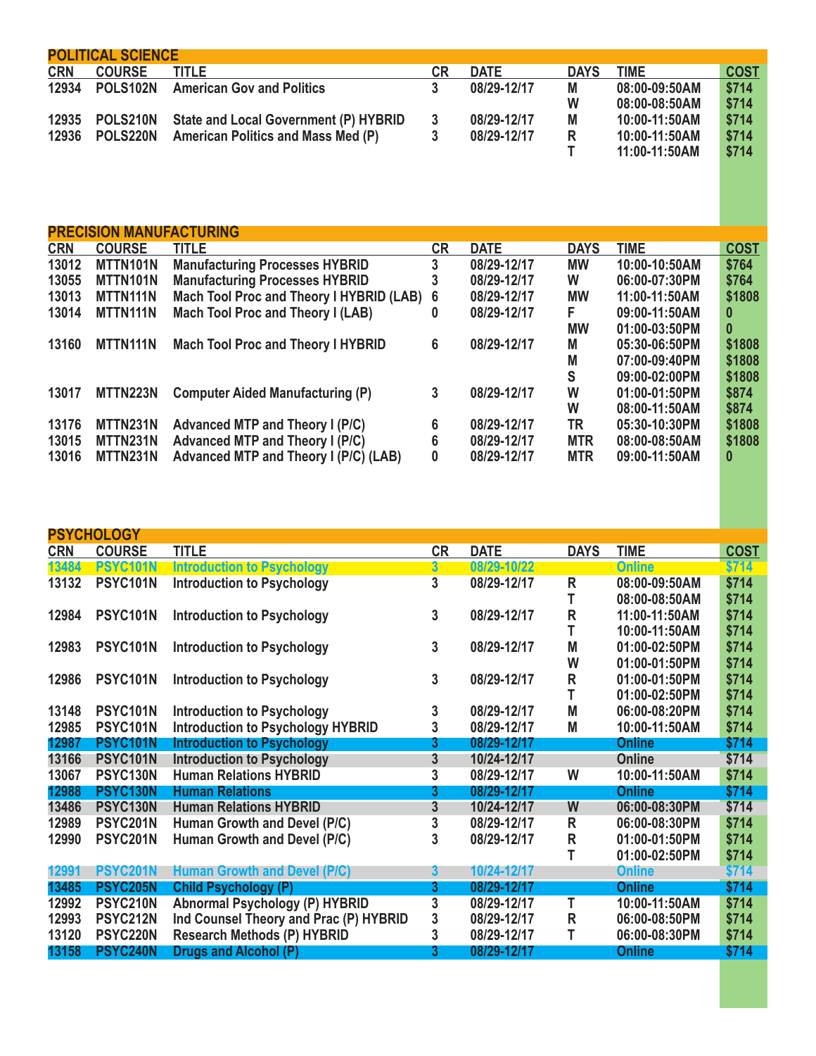## POLITICAL SCIENCE

| CRN | COURSE | TITLE | CR | DATE | DAYS | TIME | COST |
|---|---|---|---|---|---|---|---|
| 12934 | POLS102N | American Gov and Politics | 3 | 08/29-12/17 | M | 08:00-09:50AM | $714 |
| | | | | | W | 08:00-08:50AM | $714 |
| 12935 | POLS210N | State and Local Government (P) HYBRID | 3 | 08/29-12/17 | M | 10:00-11:50AM | $714 |
| 12936 | POLS220N | American Politics and Mass Med (P) | 3 | 08/29-12/17 | R | 10:00-11:50AM | $714 |
| | | | | | T | 11:00-11:50AM | $714 |

## PRECISION MANUFACTURING

| CRN | COURSE | TITLE | CR | DATE | DAYS | TIME | COST |
|---|---|---|---|---|---|---|---|
| 13012 | MTTN101N | Manufacturing Processes HYBRID | 3 | 08/29-12/17 | MW | 10:00-10:50AM | $764 |
| 13055 | MTTN101N | Manufacturing Processes HYBRID | 3 | 08/29-12/17 | W | 06:00-07:30PM | $764 |
| 13013 | MTTN111N | Mach Tool Proc and Theory I HYBRID (LAB) | 6 | 08/29-12/17 | MW | 11:00-11:50AM | $1808 |
| 13014 | MTTN111N | Mach Tool Proc and Theory I (LAB) | 0 | 08/29-12/17 | F | 09:00-11:50AM | 0 |
| | | | | | MW | 01:00-03:50PM | 0 |
| 13160 | MTTN111N | Mach Tool Proc and Theory I HYBRID | 6 | 08/29-12/17 | M | 05:30-06:50PM | $1808 |
| | | | | | M | 07:00-09:40PM | $1808 |
| | | | | | S | 09:00-02:00PM | $1808 |
| 13017 | MTTN223N | Computer Aided Manufacturing (P) | 3 | 08/29-12/17 | W | 01:00-01:50PM | $874 |
| | | | | | W | 08:00-11:50AM | $874 |
| 13176 | MTTN231N | Advanced MTP and Theory I (P/C) | 6 | 08/29-12/17 | TR | 05:30-10:30PM | $1808 |
| 13015 | MTTN231N | Advanced MTP and Theory I (P/C) | 6 | 08/29-12/17 | MTR | 08:00-08:50AM | $1808 |
| 13016 | MTTN231N | Advanced MTP and Theory I (P/C) (LAB) | 0 | 08/29-12/17 | MTR | 09:00-11:50AM | 0 |

## PSYCHOLOGY

| CRN | COURSE | TITLE | CR | DATE | DAYS | TIME | COST |
|---|---|---|---|---|---|---|---|
| 13484 | PSYC101N | Introduction to Psychology | 3 | 08/29-10/22 | | Online | $714 |
| 13132 | PSYC101N | Introduction to Psychology | 3 | 08/29-12/17 | R | 08:00-09:50AM | $714 |
| | | | | | T | 08:00-08:50AM | $714 |
| 12984 | PSYC101N | Introduction to Psychology | 3 | 08/29-12/17 | R | 11:00-11:50AM | $714 |
| | | | | | T | 10:00-11:50AM | $714 |
| 12983 | PSYC101N | Introduction to Psychology | 3 | 08/29-12/17 | M | 01:00-02:50PM | $714 |
| | | | | | W | 01:00-01:50PM | $714 |
| 12986 | PSYC101N | Introduction to Psychology | 3 | 08/29-12/17 | R | 01:00-01:50PM | $714 |
| | | | | | T | 01:00-02:50PM | $714 |
| 13148 | PSYC101N | Introduction to Psychology | 3 | 08/29-12/17 | M | 06:00-08:20PM | $714 |
| 12985 | PSYC101N | Introduction to Psychology HYBRID | 3 | 08/29-12/17 | M | 10:00-11:50AM | $714 |
| 12987 | PSYC101N | Introduction to Psychology | 3 | 08/29-12/17 | | Online | $714 |
| 13166 | PSYC101N | Introduction to Psychology | 3 | 10/24-12/17 | | Online | $714 |
| 13067 | PSYC130N | Human Relations HYBRID | 3 | 08/29-12/17 | W | 10:00-11:50AM | $714 |
| 12988 | PSYC130N | Human Relations | 3 | 08/29-12/17 | | Online | $714 |
| 13486 | PSYC130N | Human Relations HYBRID | 3 | 10/24-12/17 | W | 06:00-08:30PM | $714 |
| 12989 | PSYC201N | Human Growth and Devel (P/C) | 3 | 08/29-12/17 | R | 06:00-08:30PM | $714 |
| 12990 | PSYC201N | Human Growth and Devel (P/C) | 3 | 08/29-12/17 | R | 01:00-01:50PM | $714 |
| | | | | | T | 01:00-02:50PM | $714 |
| 12991 | PSYC201N | Human Growth and Devel (P/C) | 3 | 10/24-12/17 | | Online | $714 |
| 13485 | PSYC205N | Child Psychology (P) | 3 | 08/29-12/17 | | Online | $714 |
| 12992 | PSYC210N | Abnormal Psychology (P) HYBRID | 3 | 08/29-12/17 | T | 10:00-11:50AM | $714 |
| 12993 | PSYC212N | Ind Counsel Theory and Prac (P) HYBRID | 3 | 08/29-12/17 | R | 06:00-08:50PM | $714 |
| 13120 | PSYC220N | Research Methods (P) HYBRID | 3 | 08/29-12/17 | T | 06:00-08:30PM | $714 |
| 13158 | PSYC240N | Drugs and Alcohol (P) | 3 | 08/29-12/17 | | Online | $714 |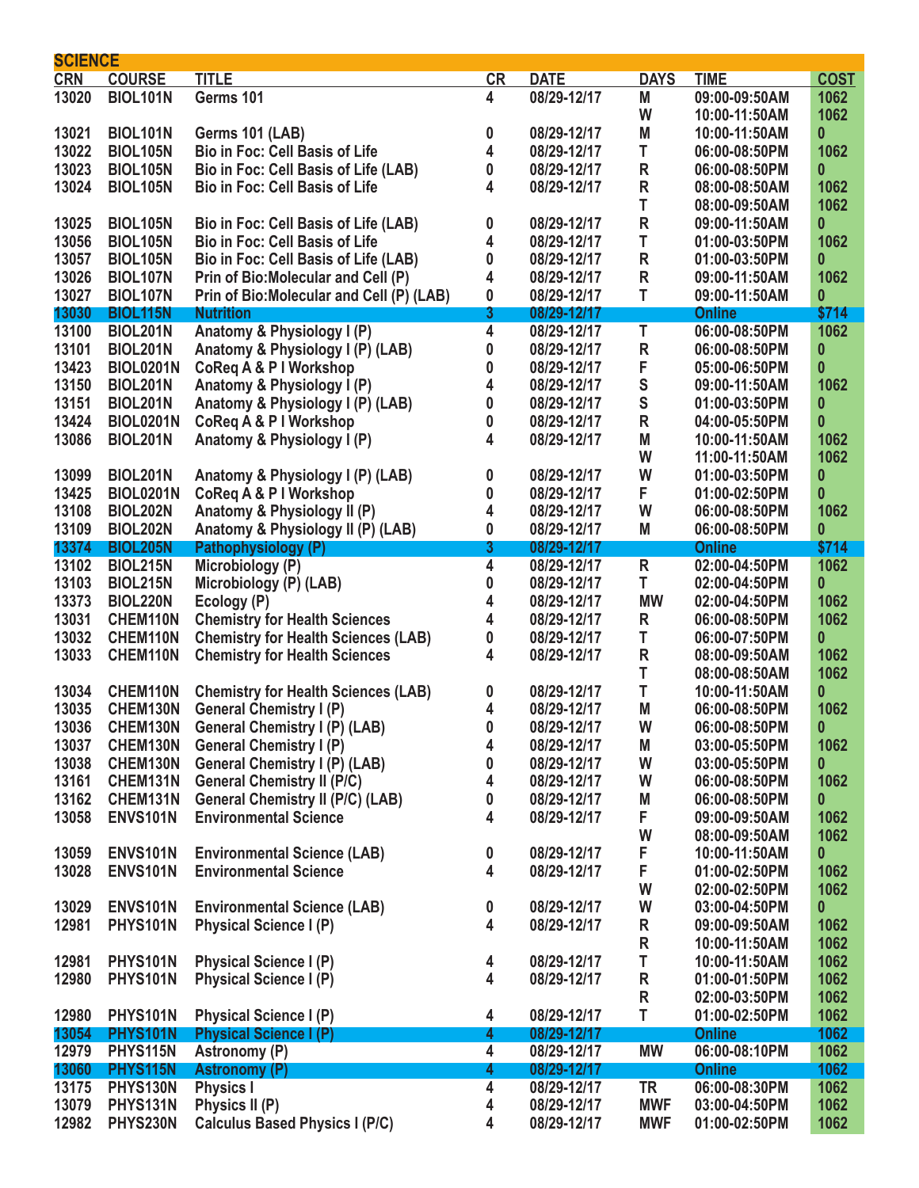## SCIENCE

| CRN | COURSE | TITLE | CR | DATE | DAYS | TIME | COST |
|---|---|---|---|---|---|---|---|
| 13020 | BIOL101N | Germs 101 | 4 | 08/29-12/17 | M | 09:00-09:50AM | 1062 |
| | | | | | W | 10:00-11:50AM | 1062 |
| 13021 | BIOL101N | Germs 101 (LAB) | 0 | 08/29-12/17 | M | 10:00-11:50AM | 0 |
| 13022 | BIOL105N | Bio in Foc: Cell Basis of Life | 4 | 08/29-12/17 | T | 06:00-08:50PM | 1062 |
| 13023 | BIOL105N | Bio in Foc: Cell Basis of Life (LAB) | 0 | 08/29-12/17 | R | 06:00-08:50PM | 0 |
| 13024 | BIOL105N | Bio in Foc: Cell Basis of Life | 4 | 08/29-12/17 | R | 08:00-08:50AM | 1062 |
| | | | | | T | 08:00-09:50AM | 1062 |
| 13025 | BIOL105N | Bio in Foc: Cell Basis of Life (LAB) | 0 | 08/29-12/17 | R | 09:00-11:50AM | 0 |
| 13056 | BIOL105N | Bio in Foc: Cell Basis of Life | 4 | 08/29-12/17 | T | 01:00-03:50PM | 1062 |
| 13057 | BIOL105N | Bio in Foc: Cell Basis of Life (LAB) | 0 | 08/29-12/17 | R | 01:00-03:50PM | 0 |
| 13026 | BIOL107N | Prin of Bio:Molecular and Cell (P) | 4 | 08/29-12/17 | R | 09:00-11:50AM | 1062 |
| 13027 | BIOL107N | Prin of Bio:Molecular and Cell (P) (LAB) | 0 | 08/29-12/17 | T | 09:00-11:50AM | 0 |
| 13030 | BIOL115N | Nutrition | 3 | 08/29-12/17 | | Online | $714 |
| 13100 | BIOL201N | Anatomy & Physiology I (P) | 4 | 08/29-12/17 | T | 06:00-08:50PM | 1062 |
| 13101 | BIOL201N | Anatomy & Physiology I (P) (LAB) | 0 | 08/29-12/17 | R | 06:00-08:50PM | 0 |
| 13423 | BIOL0201N | CoReq A & P I Workshop | 0 | 08/29-12/17 | F | 05:00-06:50PM | 0 |
| 13150 | BIOL201N | Anatomy & Physiology I (P) | 4 | 08/29-12/17 | S | 09:00-11:50AM | 1062 |
| 13151 | BIOL201N | Anatomy & Physiology I (P) (LAB) | 0 | 08/29-12/17 | S | 01:00-03:50PM | 0 |
| 13424 | BIOL0201N | CoReq A & P I Workshop | 0 | 08/29-12/17 | R | 04:00-05:50PM | 0 |
| 13086 | BIOL201N | Anatomy & Physiology I (P) | 4 | 08/29-12/17 | M | 10:00-11:50AM | 1062 |
| | | | | | W | 11:00-11:50AM | 1062 |
| 13099 | BIOL201N | Anatomy & Physiology I (P) (LAB) | 0 | 08/29-12/17 | W | 01:00-03:50PM | 0 |
| 13425 | BIOL0201N | CoReq A & P I Workshop | 0 | 08/29-12/17 | F | 01:00-02:50PM | 0 |
| 13108 | BIOL202N | Anatomy & Physiology II (P) | 4 | 08/29-12/17 | W | 06:00-08:50PM | 1062 |
| 13109 | BIOL202N | Anatomy & Physiology II (P) (LAB) | 0 | 08/29-12/17 | M | 06:00-08:50PM | 0 |
| 13374 | BIOL205N | Pathophysiology (P) | 3 | 08/29-12/17 | | Online | $714 |
| 13102 | BIOL215N | Microbiology (P) | 4 | 08/29-12/17 | R | 02:00-04:50PM | 1062 |
| 13103 | BIOL215N | Microbiology (P) (LAB) | 0 | 08/29-12/17 | T | 02:00-04:50PM | 0 |
| 13373 | BIOL220N | Ecology (P) | 4 | 08/29-12/17 | MW | 02:00-04:50PM | 1062 |
| 13031 | CHEM110N | Chemistry for Health Sciences | 4 | 08/29-12/17 | R | 06:00-08:50PM | 1062 |
| 13032 | CHEM110N | Chemistry for Health Sciences (LAB) | 0 | 08/29-12/17 | T | 06:00-07:50PM | 0 |
| 13033 | CHEM110N | Chemistry for Health Sciences | 4 | 08/29-12/17 | R | 08:00-09:50AM | 1062 |
| | | | | | T | 08:00-08:50AM | 1062 |
| 13034 | CHEM110N | Chemistry for Health Sciences (LAB) | 0 | 08/29-12/17 | T | 10:00-11:50AM | 0 |
| 13035 | CHEM130N | General Chemistry I (P) | 4 | 08/29-12/17 | M | 06:00-08:50PM | 1062 |
| 13036 | CHEM130N | General Chemistry I (P) (LAB) | 0 | 08/29-12/17 | W | 06:00-08:50PM | 0 |
| 13037 | CHEM130N | General Chemistry I (P) | 4 | 08/29-12/17 | M | 03:00-05:50PM | 1062 |
| 13038 | CHEM130N | General Chemistry I (P) (LAB) | 0 | 08/29-12/17 | W | 03:00-05:50PM | 0 |
| 13161 | CHEM131N | General Chemistry II (P/C) | 4 | 08/29-12/17 | W | 06:00-08:50PM | 1062 |
| 13162 | CHEM131N | General Chemistry II (P/C) (LAB) | 0 | 08/29-12/17 | M | 06:00-08:50PM | 0 |
| 13058 | ENVS101N | Environmental Science | 4 | 08/29-12/17 | F | 09:00-09:50AM | 1062 |
| | | | | | W | 08:00-09:50AM | 1062 |
| 13059 | ENVS101N | Environmental Science (LAB) | 0 | 08/29-12/17 | F | 10:00-11:50AM | 0 |
| 13028 | ENVS101N | Environmental Science | 4 | 08/29-12/17 | F | 01:00-02:50PM | 1062 |
| | | | | | W | 02:00-02:50PM | 1062 |
| 13029 | ENVS101N | Environmental Science (LAB) | 0 | 08/29-12/17 | W | 03:00-04:50PM | 0 |
| 12981 | PHYS101N | Physical Science I (P) | 4 | 08/29-12/17 | R | 09:00-09:50AM | 1062 |
| | | | | | R | 10:00-11:50AM | 1062 |
| 12981 | PHYS101N | Physical Science I (P) | 4 | 08/29-12/17 | T | 10:00-11:50AM | 1062 |
| 12980 | PHYS101N | Physical Science I (P) | 4 | 08/29-12/17 | R | 01:00-01:50PM | 1062 |
| | | | | | R | 02:00-03:50PM | 1062 |
| 12980 | PHYS101N | Physical Science I (P) | 4 | 08/29-12/17 | T | 01:00-02:50PM | 1062 |
| 13054 | PHYS101N | Physical Science I (P) | 4 | 08/29-12/17 | | Online | 1062 |
| 12979 | PHYS115N | Astronomy (P) | 4 | 08/29-12/17 | MW | 06:00-08:10PM | 1062 |
| 13060 | PHYS115N | Astronomy (P) | 4 | 08/29-12/17 | | Online | 1062 |
| 13175 | PHYS130N | Physics I | 4 | 08/29-12/17 | TR | 06:00-08:30PM | 1062 |
| 13079 | PHYS131N | Physics II (P) | 4 | 08/29-12/17 | MWF | 03:00-04:50PM | 1062 |
| 12982 | PHYS230N | Calculus Based Physics I (P/C) | 4 | 08/29-12/17 | MWF | 01:00-02:50PM | 1062 |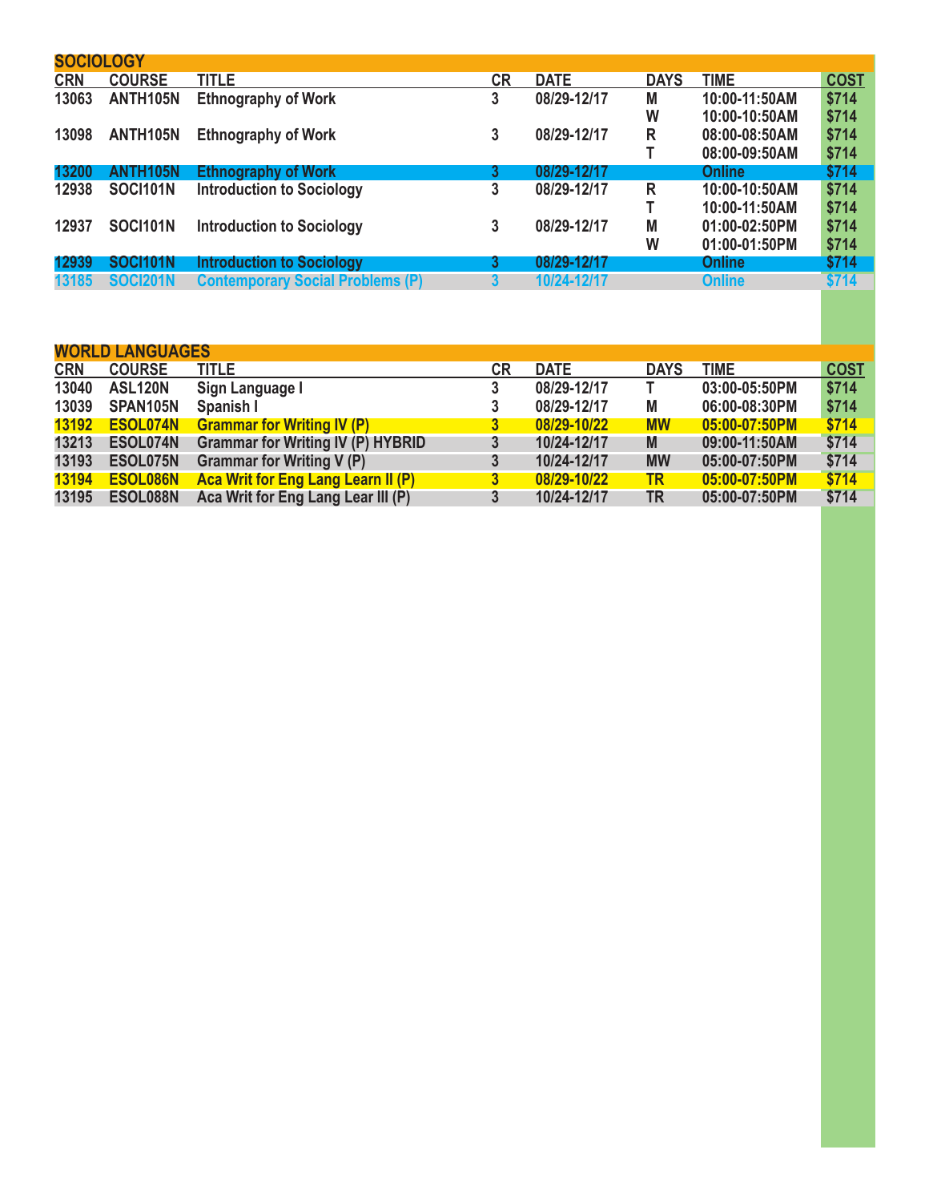## SOCIOLOGY

| CRN | COURSE | TITLE | CR | DATE | DAYS | TIME | COST |
|---|---|---|---|---|---|---|---|
| 13063 | ANTH105N | Ethnography of Work | 3 | 08/29-12/17 | M | 10:00-11:50AM | $714 |
| | | | | | W | 10:00-10:50AM | $714 |
| 13098 | ANTH105N | Ethnography of Work | 3 | 08/29-12/17 | R | 08:00-08:50AM | $714 |
| | | | | | T | 08:00-09:50AM | $714 |
| 13200 | ANTH105N | Ethnography of Work | 3 | 08/29-12/17 | | Online | $714 |
| 12938 | SOCI101N | Introduction to Sociology | 3 | 08/29-12/17 | R | 10:00-10:50AM | $714 |
| | | | | | T | 10:00-11:50AM | $714 |
| 12937 | SOCI101N | Introduction to Sociology | 3 | 08/29-12/17 | M | 01:00-02:50PM | $714 |
| | | | | | W | 01:00-01:50PM | $714 |
| 12939 | SOCI101N | Introduction to Sociology | 3 | 08/29-12/17 | | Online | $714 |
| 13185 | SOCI201N | Contemporary Social Problems (P) | 3 | 10/24-12/17 | | Online | $714 |

## WORLD LANGUAGES

| CRN | COURSE | TITLE | CR | DATE | DAYS | TIME | COST |
|---|---|---|---|---|---|---|---|
| 13040 | ASL120N | Sign Language I | 3 | 08/29-12/17 | T | 03:00-05:50PM | $714 |
| 13039 | SPAN105N | Spanish I | 3 | 08/29-12/17 | M | 06:00-08:30PM | $714 |
| 13192 | ESOL074N | Grammar for Writing IV (P) | 3 | 08/29-10/22 | MW | 05:00-07:50PM | $714 |
| 13213 | ESOL074N | Grammar for Writing IV (P) HYBRID | 3 | 10/24-12/17 | M | 09:00-11:50AM | $714 |
| 13193 | ESOL075N | Grammar for Writing V (P) | 3 | 10/24-12/17 | MW | 05:00-07:50PM | $714 |
| 13194 | ESOL086N | Aca Writ for Eng Lang Learn II (P) | 3 | 08/29-10/22 | TR | 05:00-07:50PM | $714 |
| 13195 | ESOL088N | Aca Writ for Eng Lang Lear III (P) | 3 | 10/24-12/17 | TR | 05:00-07:50PM | $714 |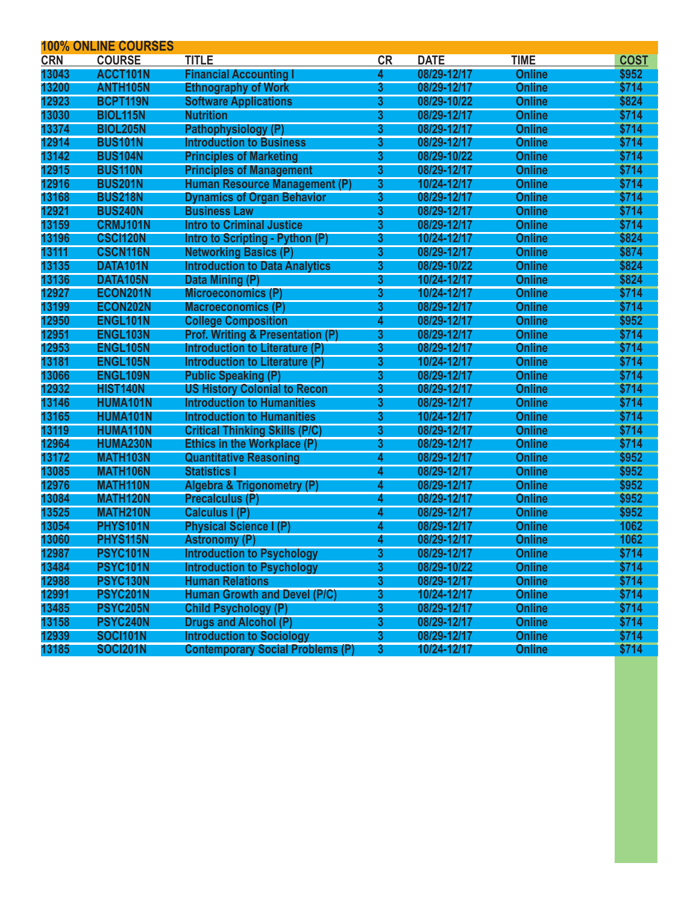## 100% ONLINE COURSES

| CRN | COURSE | TITLE | CR | DATE | TIME | COST |
|---|---|---|---|---|---|---|
| 13043 | ACCT101N | Financial Accounting I | 4 | 08/29-12/17 | Online | $952 |
| 13200 | ANTH105N | Ethnography of Work | 3 | 08/29-12/17 | Online | $714 |
| 12923 | BCPT119N | Software Applications | 3 | 08/29-10/22 | Online | $824 |
| 13030 | BIOL115N | Nutrition | 3 | 08/29-12/17 | Online | $714 |
| 13374 | BIOL205N | Pathophysiology (P) | 3 | 08/29-12/17 | Online | $714 |
| 12914 | BUS101N | Introduction to Business | 3 | 08/29-12/17 | Online | $714 |
| 13142 | BUS104N | Principles of Marketing | 3 | 08/29-10/22 | Online | $714 |
| 12915 | BUS110N | Principles of Management | 3 | 08/29-12/17 | Online | $714 |
| 12916 | BUS201N | Human Resource Management (P) | 3 | 10/24-12/17 | Online | $714 |
| 13168 | BUS218N | Dynamics of Organ Behavior | 3 | 08/29-12/17 | Online | $714 |
| 12921 | BUS240N | Business Law | 3 | 08/29-12/17 | Online | $714 |
| 13159 | CRMJ101N | Intro to Criminal Justice | 3 | 08/29-12/17 | Online | $714 |
| 13196 | CSCI120N | Intro to Scripting - Python (P) | 3 | 10/24-12/17 | Online | $824 |
| 13111 | CSCN116N | Networking Basics (P) | 3 | 08/29-12/17 | Online | $874 |
| 13135 | DATA101N | Introduction to Data Analytics | 3 | 08/29-10/22 | Online | $824 |
| 13136 | DATA105N | Data Mining (P) | 3 | 10/24-12/17 | Online | $824 |
| 12927 | ECON201N | Microeconomics (P) | 3 | 10/24-12/17 | Online | $714 |
| 13199 | ECON202N | Macroeconomics (P) | 3 | 08/29-12/17 | Online | $714 |
| 12950 | ENGL101N | College Composition | 4 | 08/29-12/17 | Online | $952 |
| 12951 | ENGL103N | Prof. Writing & Presentation (P) | 3 | 08/29-12/17 | Online | $714 |
| 12953 | ENGL105N | Introduction to Literature (P) | 3 | 08/29-12/17 | Online | $714 |
| 13181 | ENGL105N | Introduction to Literature (P) | 3 | 10/24-12/17 | Online | $714 |
| 13066 | ENGL109N | Public Speaking (P) | 3 | 08/29-12/17 | Online | $714 |
| 12932 | HIST140N | US History Colonial to Recon | 3 | 08/29-12/17 | Online | $714 |
| 13146 | HUMA101N | Introduction to Humanities | 3 | 08/29-12/17 | Online | $714 |
| 13165 | HUMA101N | Introduction to Humanities | 3 | 10/24-12/17 | Online | $714 |
| 13119 | HUMA110N | Critical Thinking Skills (P/C) | 3 | 08/29-12/17 | Online | $714 |
| 12964 | HUMA230N | Ethics in the Workplace (P) | 3 | 08/29-12/17 | Online | $714 |
| 13172 | MATH103N | Quantitative Reasoning | 4 | 08/29-12/17 | Online | $952 |
| 13085 | MATH106N | Statistics I | 4 | 08/29-12/17 | Online | $952 |
| 12976 | MATH110N | Algebra & Trigonometry (P) | 4 | 08/29-12/17 | Online | $952 |
| 13084 | MATH120N | Precalculus (P) | 4 | 08/29-12/17 | Online | $952 |
| 13525 | MATH210N | Calculus I (P) | 4 | 08/29-12/17 | Online | $952 |
| 13054 | PHYS101N | Physical Science I (P) | 4 | 08/29-12/17 | Online | 1062 |
| 13060 | PHYS115N | Astronomy (P) | 4 | 08/29-12/17 | Online | 1062 |
| 12987 | PSYC101N | Introduction to Psychology | 3 | 08/29-12/17 | Online | $714 |
| 13484 | PSYC101N | Introduction to Psychology | 3 | 08/29-10/22 | Online | $714 |
| 12988 | PSYC130N | Human Relations | 3 | 08/29-12/17 | Online | $714 |
| 12991 | PSYC201N | Human Growth and Devel (P/C) | 3 | 10/24-12/17 | Online | $714 |
| 13485 | PSYC205N | Child Psychology (P) | 3 | 08/29-12/17 | Online | $714 |
| 13158 | PSYC240N | Drugs and Alcohol (P) | 3 | 08/29-12/17 | Online | $714 |
| 12939 | SOCI101N | Introduction to Sociology | 3 | 08/29-12/17 | Online | $714 |
| 13185 | SOCI201N | Contemporary Social Problems (P) | 3 | 10/24-12/17 | Online | $714 |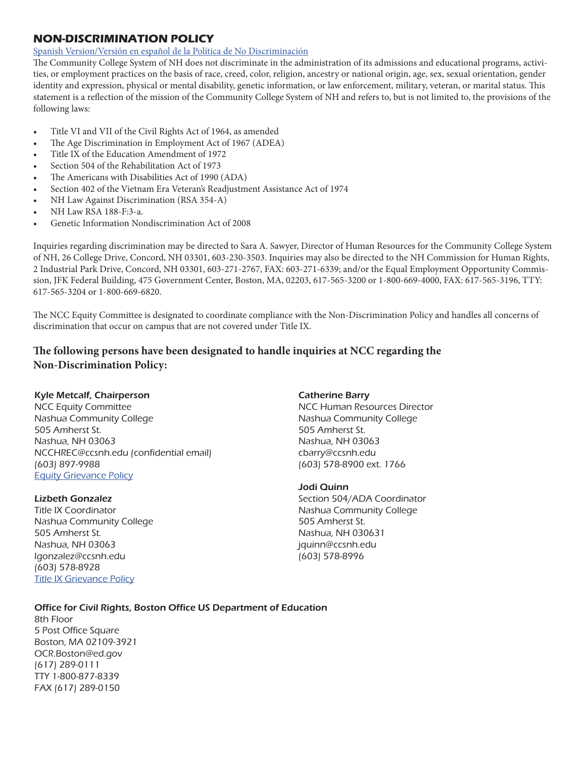## NON-DISCRIMINATION POLICY

Spanish Version/Versión en español de la Política de No Discriminación

The Community College System of NH does not discriminate in the administration of its admissions and educational programs, activities, or employment practices on the basis of race, creed, color, religion, ancestry or national origin, age, sex, sexual orientation, gender identity and expression, physical or mental disability, genetic information, or law enforcement, military, veteran, or marital status. This statement is a reflection of the mission of the Community College System of NH and refers to, but is not limited to, the provisions of the following laws:

- Title VI and VII of the Civil Rights Act of 1964, as amended
- The Age Discrimination in Employment Act of 1967 (ADEA)
- Title IX of the Education Amendment of 1972
- Section 504 of the Rehabilitation Act of 1973
- The Americans with Disabilities Act of 1990 (ADA)
- Section 402 of the Vietnam Era Veteran's Readjustment Assistance Act of 1974
- NH Law Against Discrimination (RSA 354-A)
- NH Law RSA 188-F:3-a.
- Genetic Information Nondiscrimination Act of 2008

Inquiries regarding discrimination may be directed to Sara A. Sawyer, Director of Human Resources for the Community College System of NH, 26 College Drive, Concord, NH 03301, 603-230-3503. Inquiries may also be directed to the NH Commission for Human Rights, 2 Industrial Park Drive, Concord, NH 03301, 603-271-2767, FAX: 603-271-6339; and/or the Equal Employment Opportunity Commission, JFK Federal Building, 475 Government Center, Boston, MA, 02203, 617-565-3200 or 1-800-669-4000, FAX: 617-565-3196, TTY: 617-565-3204 or 1-800-669-6820.

The NCC Equity Committee is designated to coordinate compliance with the Non-Discrimination Policy and handles all concerns of discrimination that occur on campus that are not covered under Title IX.

### The following persons have been designated to handle inquiries at NCC regarding the Non-Discrimination Policy:

**Kyle Metcalf, Chairperson**
*NCC Equity Committee*
*Nashua Community College*
*505 Amherst St.*
*Nashua, NH 03063*
*NCCHREC@ccsnh.edu (confidential email)*
*(603) 897-9988*
*Equity Grievance Policy*

**Lizbeth Gonzalez**
*Title IX Coordinator*
*Nashua Community College*
*505 Amherst St.*
*Nashua, NH 03063*
*lgonzalez@ccsnh.edu*
*(603) 578-8928*
*Title IX Grievance Policy*

**Catherine Barry**
*NCC Human Resources Director*
*Nashua Community College*
*505 Amherst St.*
*Nashua, NH 03063*
*cbarry@ccsnh.edu*
*(603) 578-8900 ext. 1766*

**Jodi Quinn**
*Section 504/ADA Coordinator*
*Nashua Community College*
*505 Amherst St.*
*Nashua, NH 030631*
*jquinn@ccsnh.edu*
*(603) 578-8996*

**Office for Civil Rights, Boston Office US Department of Education**
8th Floor
5 Post Office Square
Boston, MA 02109-3921
OCR.Boston@ed.gov
(617) 289-0111
TTY 1-800-877-8339
FAX (617) 289-0150